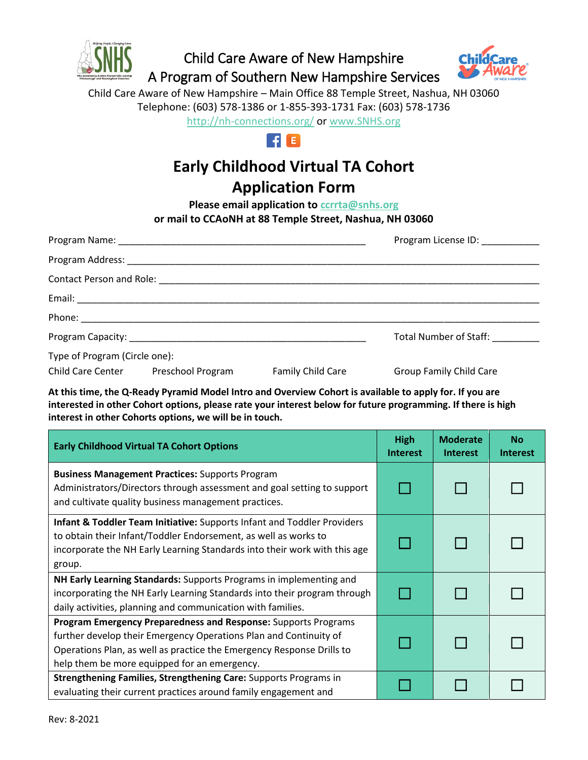Child Care Aware of New Hampshire
A Program of Southern New Hampshire Services

Child Care Aware of New Hampshire – Main Office 88 Temple Street, Nashua, NH 03060
Telephone: (603) 578-1386 or 1-855-393-1731 Fax: (603) 578-1736
http://nh-connections.org/ or www.SNHS.org

# Early Childhood Virtual TA Cohort
# Application Form

**Please email application to ccrrta@snhs.org**
**or mail to CCAoNH at 88 Temple Street, Nashua, NH 03060**

Program Name: ________________________________________________ Program License ID: ___________

Program Address: ______________________________________________________________________________

Contact Person and Role: ________________________________________________________________________

Email: _______________________________________________________________________________________

Phone: _______________________________________________________________________________________

Program Capacity: ______________________________________________ Total Number of Staff: _________

Type of Program (Circle one):

Child Care Center Preschool Program Family Child Care Group Family Child Care

**At this time, the Q-Ready Pyramid Model Intro and Overview Cohort is available to apply for. If you are interested in other Cohort options, please rate your interest below for future programming. If there is high interest in other Cohorts options, we will be in touch.**

| Early Childhood Virtual TA Cohort Options | High Interest | Moderate Interest | No Interest |
|---|---|---|---|
| **Business Management Practices:** Supports Program Administrators/Directors through assessment and goal setting to support and cultivate quality business management practices. | ☐ | ☐ | ☐ |
| **Infant & Toddler Team Initiative:** Supports Infant and Toddler Providers to obtain their Infant/Toddler Endorsement, as well as works to incorporate the NH Early Learning Standards into their work with this age group. | ☐ | ☐ | ☐ |
| **NH Early Learning Standards:** Supports Programs in implementing and incorporating the NH Early Learning Standards into their program through daily activities, planning and communication with families. | ☐ | ☐ | ☐ |
| **Program Emergency Preparedness and Response:** Supports Programs further develop their Emergency Operations Plan and Continuity of Operations Plan, as well as practice the Emergency Response Drills to help them be more equipped for an emergency. | ☐ | ☐ | ☐ |
| **Strengthening Families, Strengthening Care:** Supports Programs in evaluating their current practices around family engagement and | ☐ | ☐ | ☐ |

Rev: 8-2021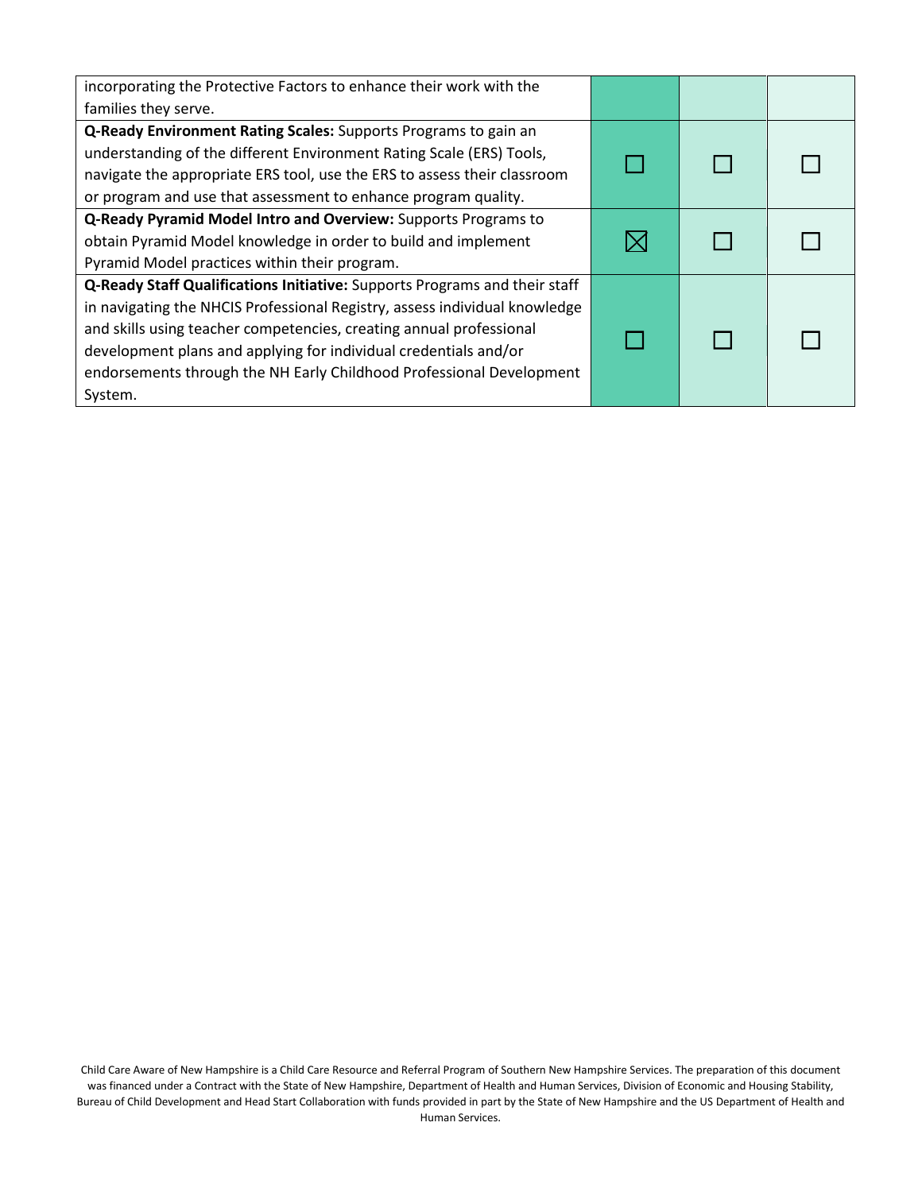| | | | |
|---|---|---|---|
| incorporating the Protective Factors to enhance their work with the families they serve. | | | |
| **Q-Ready Environment Rating Scales:** Supports Programs to gain an understanding of the different Environment Rating Scale (ERS) Tools, navigate the appropriate ERS tool, use the ERS to assess their classroom or program and use that assessment to enhance program quality. | ☐ | ☐ | ☐ |
| **Q-Ready Pyramid Model Intro and Overview:** Supports Programs to obtain Pyramid Model knowledge in order to build and implement Pyramid Model practices within their program. | ☒ | ☐ | ☐ |
| **Q-Ready Staff Qualifications Initiative:** Supports Programs and their staff in navigating the NHCIS Professional Registry, assess individual knowledge and skills using teacher competencies, creating annual professional development plans and applying for individual credentials and/or endorsements through the NH Early Childhood Professional Development System. | ☐ | ☐ | ☐ |

Child Care Aware of New Hampshire is a Child Care Resource and Referral Program of Southern New Hampshire Services. The preparation of this document was financed under a Contract with the State of New Hampshire, Department of Health and Human Services, Division of Economic and Housing Stability, Bureau of Child Development and Head Start Collaboration with funds provided in part by the State of New Hampshire and the US Department of Health and Human Services.